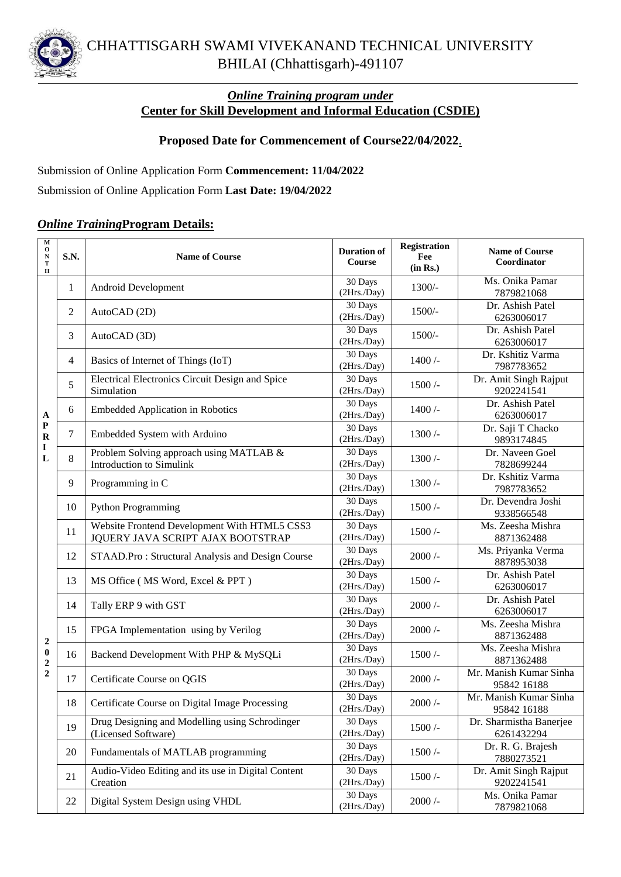# CHHATTISGARH SWAMI VIVEKANAND TECHNICAL UNIVERSITY
## BHILAI (Chhattisgarh)-491107

### *Online Training program under*
### Center for Skill Development and Informal Education (CSDIE)

**Proposed Date for Commencement of Course22/04/2022.**

Submission of Online Application Form **Commencement: 11/04/2022**

Submission of Online Application Form **Last Date: 19/04/2022**

### *Online Training* Program Details:

| MONTH | S.N. | Name of Course | Duration of Course | Registration Fee (in Rs.) | Name of Course Coordinator |
|---|---|---|---|---|---|
| APRIL 2022 | 1 | Android Development | 30 Days (2Hrs./Day) | 1300/- | Ms. Onika Pamar 7879821068 |
| | 2 | AutoCAD (2D) | 30 Days (2Hrs./Day) | 1500/- | Dr. Ashish Patel 6263006017 |
| | 3 | AutoCAD (3D) | 30 Days (2Hrs./Day) | 1500/- | Dr. Ashish Patel 6263006017 |
| | 4 | Basics of Internet of Things (IoT) | 30 Days (2Hrs./Day) | 1400 /- | Dr. Kshitiz Varma 7987783652 |
| | 5 | Electrical Electronics Circuit Design and Spice Simulation | 30 Days (2Hrs./Day) | 1500 /- | Dr. Amit Singh Rajput 9202241541 |
| | 6 | Embedded Application in Robotics | 30 Days (2Hrs./Day) | 1400 /- | Dr. Ashish Patel 6263006017 |
| | 7 | Embedded System with Arduino | 30 Days (2Hrs./Day) | 1300 /- | Dr. Saji T Chacko 9893174845 |
| | 8 | Problem Solving approach using MATLAB & Introduction to Simulink | 30 Days (2Hrs./Day) | 1300 /- | Dr. Naveen Goel 7828699244 |
| | 9 | Programming in C | 30 Days (2Hrs./Day) | 1300 /- | Dr. Kshitiz Varma 7987783652 |
| | 10 | Python Programming | 30 Days (2Hrs./Day) | 1500 /- | Dr. Devendra Joshi 9338566548 |
| | 11 | Website Frontend Development With HTML5 CSS3 JQUERY JAVA SCRIPT AJAX BOOTSTRAP | 30 Days (2Hrs./Day) | 1500 /- | Ms. Zeesha Mishra 8871362488 |
| | 12 | STAAD.Pro : Structural Analysis and Design Course | 30 Days (2Hrs./Day) | 2000 /- | Ms. Priyanka Verma 8878953038 |
| | 13 | MS Office ( MS Word, Excel & PPT ) | 30 Days (2Hrs./Day) | 1500 /- | Dr. Ashish Patel 6263006017 |
| | 14 | Tally ERP 9 with GST | 30 Days (2Hrs./Day) | 2000 /- | Dr. Ashish Patel 6263006017 |
| | 15 | FPGA Implementation using by Verilog | 30 Days (2Hrs./Day) | 2000 /- | Ms. Zeesha Mishra 8871362488 |
| | 16 | Backend Development With PHP & MySQLi | 30 Days (2Hrs./Day) | 1500 /- | Ms. Zeesha Mishra 8871362488 |
| | 17 | Certificate Course on QGIS | 30 Days (2Hrs./Day) | 2000 /- | Mr. Manish Kumar Sinha 95842 16188 |
| | 18 | Certificate Course on Digital Image Processing | 30 Days (2Hrs./Day) | 2000 /- | Mr. Manish Kumar Sinha 95842 16188 |
| | 19 | Drug Designing and Modelling using Schrodinger (Licensed Software) | 30 Days (2Hrs./Day) | 1500 /- | Dr. Sharmistha Banerjee 6261432294 |
| | 20 | Fundamentals of MATLAB programming | 30 Days (2Hrs./Day) | 1500 /- | Dr. R. G. Brajesh 7880273521 |
| | 21 | Audio-Video Editing and its use in Digital Content Creation | 30 Days (2Hrs./Day) | 1500 /- | Dr. Amit Singh Rajput 9202241541 |
| | 22 | Digital System Design using VHDL | 30 Days (2Hrs./Day) | 2000 /- | Ms. Onika Pamar 7879821068 |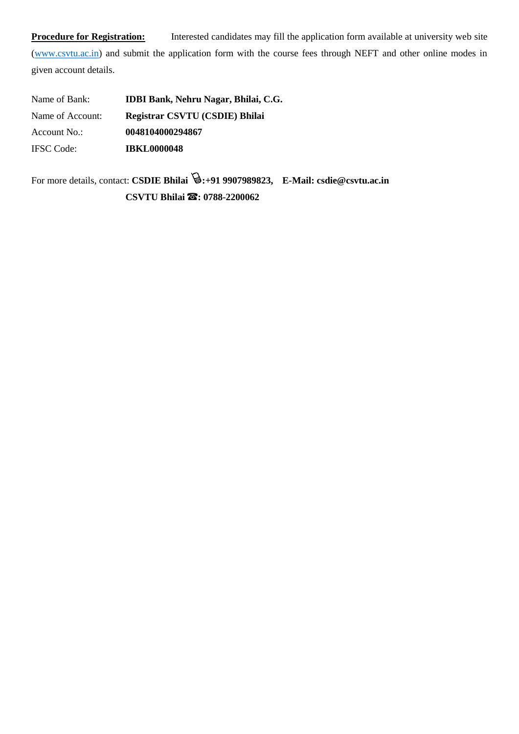**Procedure for Registration:** Interested candidates may fill the application form available at university web site ([www.csvtu.ac.in](http://www.csvtu.ac.in)) and submit the application form with the course fees through NEFT and other online modes in given account details.

| | |
|---|---|
| Name of Bank: | **IDBI Bank, Nehru Nagar, Bhilai, C.G.** |
| Name of Account: | **Registrar CSVTU (CSDIE) Bhilai** |
| Account No.: | **0048104000294867** |
| IFSC Code: | **IBKL0000048** |

For more details, contact: **CSDIE Bhilai 📱:+91 9907989823, E-Mail: csdie@csvtu.ac.in**
**CSVTU Bhilai ☎: 0788-2200062**